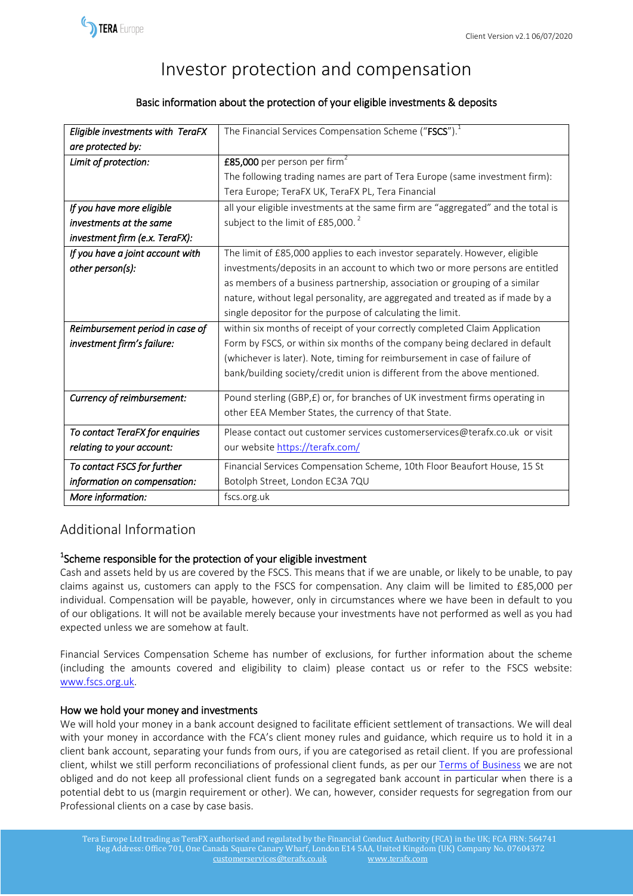# Investor protection and compensation

## Basic information about the protection of your eligible investments & deposits

| *Eligible investments with TeraFX are protected by:* | The Financial Services Compensation Scheme ("**FSCS**").[1] |
|---|---|
| *Limit of protection:* | **£85,000** per person per firm[2] The following trading names are part of Tera Europe (same investment firm): Tera Europe; TeraFX UK, TeraFX PL, Tera Financial |
| *If you have more eligible investments at the same investment firm (e.x. TeraFX):* | all your eligible investments at the same firm are "aggregated" and the total is subject to the limit of £85,000. [2] |
| *If you have a joint account with other person(s):* | The limit of £85,000 applies to each investor separately. However, eligible investments/deposits in an account to which two or more persons are entitled as members of a business partnership, association or grouping of a similar nature, without legal personality, are aggregated and treated as if made by a single depositor for the purpose of calculating the limit. |
| *Reimbursement period in case of investment firm's failure:* | within six months of receipt of your correctly completed Claim Application Form by FSCS, or within six months of the company being declared in default (whichever is later). Note, timing for reimbursement in case of failure of bank/building society/credit union is different from the above mentioned. |
| *Currency of reimbursement:* | Pound sterling (GBP,£) or, for branches of UK investment firms operating in other EEA Member States, the currency of that State. |
| *To contact TeraFX for enquiries relating to your account:* | Please contact out customer services customerservices@terafx.co.uk or visit our website [https://terafx.com/](https://terafx.com/) |
| *To contact FSCS for further information on compensation:* | Financial Services Compensation Scheme, 10th Floor Beaufort House, 15 St Botolph Street, London EC3A 7QU |
| *More information:* | fscs.org.uk |

## Additional Information

### [1]Scheme responsible for the protection of your eligible investment

Cash and assets held by us are covered by the FSCS. This means that if we are unable, or likely to be unable, to pay claims against us, customers can apply to the FSCS for compensation. Any claim will be limited to £85,000 per individual. Compensation will be payable, however, only in circumstances where we have been in default to you of our obligations. It will not be available merely because your investments have not performed as well as you had expected unless we are somehow at fault.

Financial Services Compensation Scheme has number of exclusions, for further information about the scheme (including the amounts covered and eligibility to claim) please contact us or refer to the FSCS website: [www.fscs.org.uk](www.fscs.org.uk).

### How we hold your money and investments

We will hold your money in a bank account designed to facilitate efficient settlement of transactions. We will deal with your money in accordance with the FCA's client money rules and guidance, which require us to hold it in a client bank account, separating your funds from ours, if you are categorised as retail client. If you are professional client, whilst we still perform reconciliations of professional client funds, as per our Terms of Business we are not obliged and do not keep all professional client funds on a segregated bank account in particular when there is a potential debt to us (margin requirement or other). We can, however, consider requests for segregation from our Professional clients on a case by case basis.